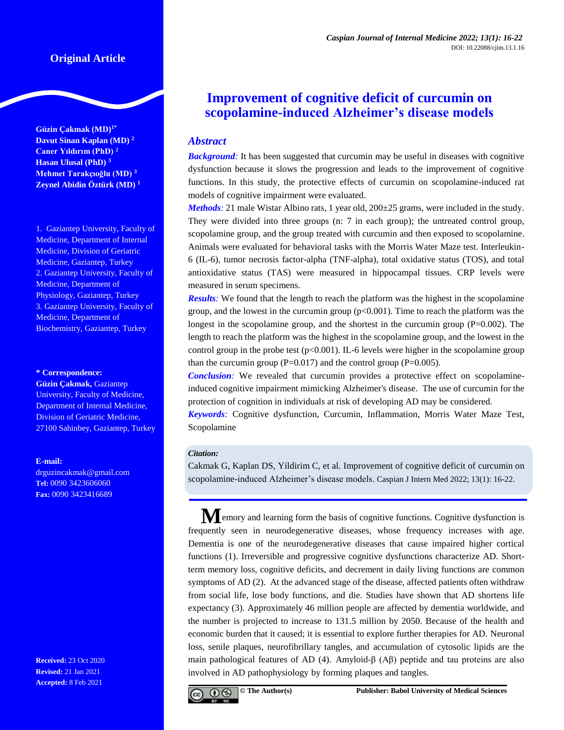Original Article

# Improvement of cognitive deficit of curcumin on scopolamine-induced Alzheimer's disease models

**Güzin Çakmak (MD)** [1*]
**Davut Sinan Kaplan (MD)** [2]
**Caner Yıldırım (PhD)** [2]
**Hasan Ulusal (PhD)** [3]
**Mehmet Tarakçıoğlu (MD)** [3]
**Zeynel Abidin Öztürk (MD)** [1]

1. Gaziantep University, Faculty of Medicine, Department of Internal Medicine, Division of Geriatric Medicine, Gaziantep, Turkey
2. Gaziantep University, Faculty of Medicine, Department of Physiology, Gaziantep, Turkey
3. Gaziantep University, Faculty of Medicine, Department of Biochemistry, Gaziantep, Turkey

**\* Correspondence:**
**Güzin Çakmak,** Gaziantep University, Faculty of Medicine, Department of Internal Medicine, Division of Geriatric Medicine, 27100 Sahinbey, Gaziantep, Turkey

**E-mail:** drguzincakmak@gmail.com
**Tel:** 0090 3423606060
**Fax:** 0090 3423416689

**Received:** 23 Oct 2020
**Revised:** 21 Jan 2021
**Accepted:** 8 Feb 2021

## *Abstract*

***Background:*** It has been suggested that curcumin may be useful in diseases with cognitive dysfunction because it slows the progression and leads to the improvement of cognitive functions. In this study, the protective effects of curcumin on scopolamine-induced rat models of cognitive impairment were evaluated.

***Methods:*** 21 male Wistar Albino rats, 1 year old, 200±25 grams, were included in the study. They were divided into three groups (n: 7 in each group); the untreated control group, scopolamine group, and the group treated with curcumin and then exposed to scopolamine. Animals were evaluated for behavioral tasks with the Morris Water Maze test. Interleukin-6 (IL-6), tumor necrosis factor-alpha (TNF-alpha), total oxidative status (TOS), and total antioxidative status (TAS) were measured in hippocampal tissues. CRP levels were measured in serum specimens.

***Results:*** We found that the length to reach the platform was the highest in the scopolamine group, and the lowest in the curcumin group ($p<0.001$). Time to reach the platform was the longest in the scopolamine group, and the shortest in the curcumin group ($P=0.002$). The length to reach the platform was the highest in the scopolamine group, and the lowest in the control group in the probe test ($p<0.001$). IL-6 levels were higher in the scopolamine group than the curcumin group ($P=0.017$) and the control group ($P=0.005$).

***Conclusion:*** We revealed that curcumin provides a protective effect on scopolamine-induced cognitive impairment mimicking Alzheimer's disease. The use of curcumin for the protection of cognition in individuals at risk of developing AD may be considered.

***Keywords:*** Cognitive dysfunction, Curcumin, Inflammation, Morris Water Maze Test, Scopolamine

***Citation:***
Cakmak G, Kaplan DS, Yildirim C, et al. Improvement of cognitive deficit of curcumin on scopolamine-induced Alzheimer's disease models. Caspian J Intern Med 2022; 13(1): 16-22.

Memory and learning form the basis of cognitive functions. Cognitive dysfunction is frequently seen in neurodegenerative diseases, whose frequency increases with age. Dementia is one of the neurodegenerative diseases that cause impaired higher cortical functions (1). Irreversible and progressive cognitive dysfunctions characterize AD. Short-term memory loss, cognitive deficits, and decrement in daily living functions are common symptoms of AD (2). At the advanced stage of the disease, affected patients often withdraw from social life, lose body functions, and die. Studies have shown that AD shortens life expectancy (3). Approximately 46 million people are affected by dementia worldwide, and the number is projected to increase to 131.5 million by 2050. Because of the health and economic burden that it caused; it is essential to explore further therapies for AD. Neuronal loss, senile plaques, neurofibrillary tangles, and accumulation of cytosolic lipids are the main pathological features of AD (4). Amyloid-β (Aβ) peptide and tau proteins are also involved in AD pathophysiology by forming plaques and tangles.

© The Author(s) Publisher: Babol University of Medical Sciences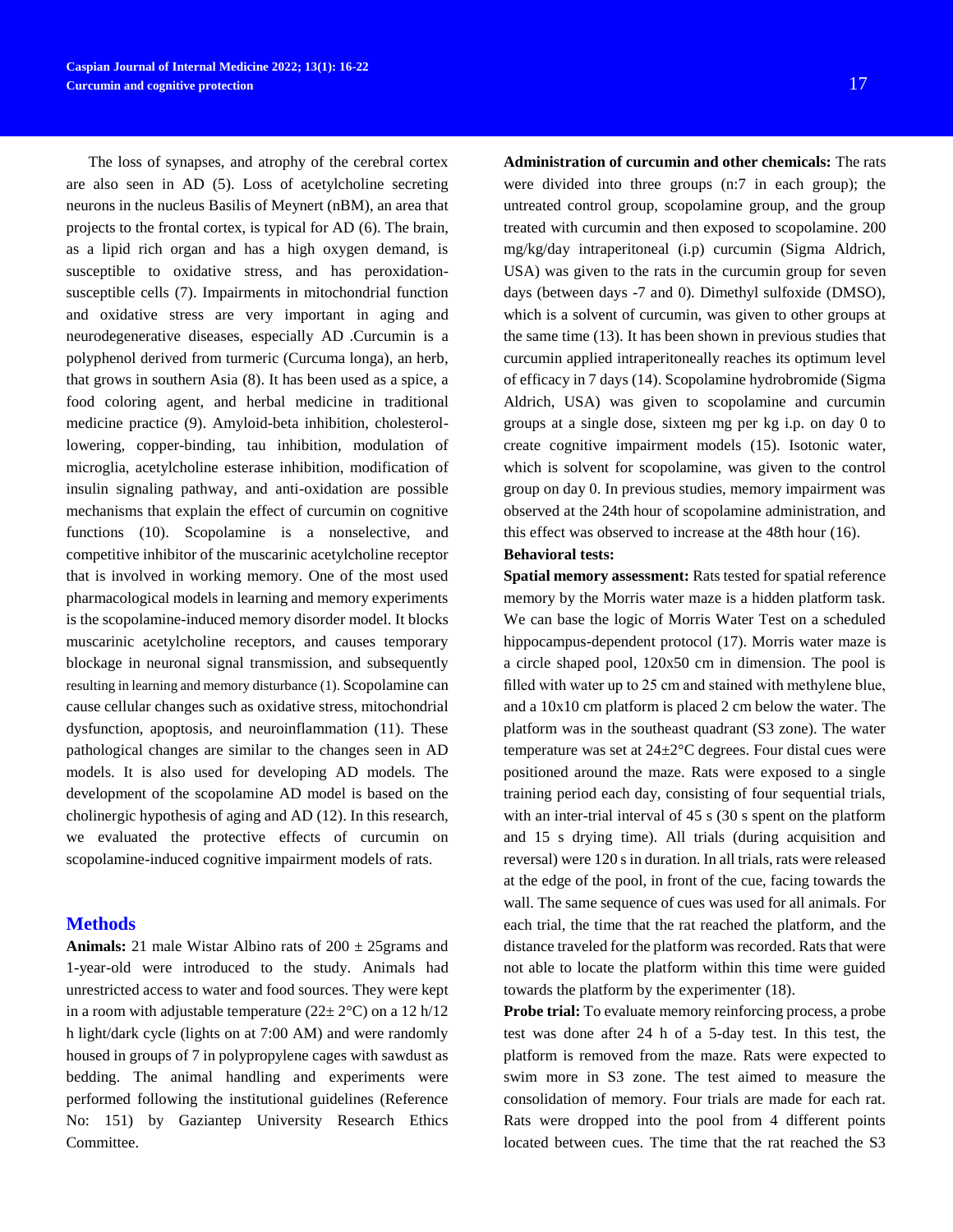The loss of synapses, and atrophy of the cerebral cortex are also seen in AD (5). Loss of acetylcholine secreting neurons in the nucleus Basilis of Meynert (nBM), an area that projects to the frontal cortex, is typical for AD (6). The brain, as a lipid rich organ and has a high oxygen demand, is susceptible to oxidative stress, and has peroxidation-susceptible cells (7). Impairments in mitochondrial function and oxidative stress are very important in aging and neurodegenerative diseases, especially AD .Curcumin is a polyphenol derived from turmeric (Curcuma longa), an herb, that grows in southern Asia (8). It has been used as a spice, a food coloring agent, and herbal medicine in traditional medicine practice (9). Amyloid-beta inhibition, cholesterol-lowering, copper-binding, tau inhibition, modulation of microglia, acetylcholine esterase inhibition, modification of insulin signaling pathway, and anti-oxidation are possible mechanisms that explain the effect of curcumin on cognitive functions (10). Scopolamine is a nonselective, and competitive inhibitor of the muscarinic acetylcholine receptor that is involved in working memory. One of the most used pharmacological models in learning and memory experiments is the scopolamine-induced memory disorder model. It blocks muscarinic acetylcholine receptors, and causes temporary blockage in neuronal signal transmission, and subsequently resulting in learning and memory disturbance (1). Scopolamine can cause cellular changes such as oxidative stress, mitochondrial dysfunction, apoptosis, and neuroinflammation (11). These pathological changes are similar to the changes seen in AD models. It is also used for developing AD models. The development of the scopolamine AD model is based on the cholinergic hypothesis of aging and AD (12). In this research, we evaluated the protective effects of curcumin on scopolamine-induced cognitive impairment models of rats.

## Methods

**Animals:** 21 male Wistar Albino rats of 200 ± 25grams and 1-year-old were introduced to the study. Animals had unrestricted access to water and food sources. They were kept in a room with adjustable temperature (22± 2°C) on a 12 h/12 h light/dark cycle (lights on at 7:00 AM) and were randomly housed in groups of 7 in polypropylene cages with sawdust as bedding. The animal handling and experiments were performed following the institutional guidelines (Reference No: 151) by Gaziantep University Research Ethics Committee.

**Administration of curcumin and other chemicals:** The rats were divided into three groups (n:7 in each group); the untreated control group, scopolamine group, and the group treated with curcumin and then exposed to scopolamine. 200 mg/kg/day intraperitoneal (i.p) curcumin (Sigma Aldrich, USA) was given to the rats in the curcumin group for seven days (between days -7 and 0). Dimethyl sulfoxide (DMSO), which is a solvent of curcumin, was given to other groups at the same time (13). It has been shown in previous studies that curcumin applied intraperitoneally reaches its optimum level of efficacy in 7 days (14). Scopolamine hydrobromide (Sigma Aldrich, USA) was given to scopolamine and curcumin groups at a single dose, sixteen mg per kg i.p. on day 0 to create cognitive impairment models (15). Isotonic water, which is solvent for scopolamine, was given to the control group on day 0. In previous studies, memory impairment was observed at the 24th hour of scopolamine administration, and this effect was observed to increase at the 48th hour (16).

**Behavioral tests:**

**Spatial memory assessment:** Rats tested for spatial reference memory by the Morris water maze is a hidden platform task. We can base the logic of Morris Water Test on a scheduled hippocampus-dependent protocol (17). Morris water maze is a circle shaped pool, 120x50 cm in dimension. The pool is filled with water up to 25 cm and stained with methylene blue, and a 10x10 cm platform is placed 2 cm below the water. The platform was in the southeast quadrant (S3 zone). The water temperature was set at 24±2°C degrees. Four distal cues were positioned around the maze. Rats were exposed to a single training period each day, consisting of four sequential trials, with an inter-trial interval of 45 s (30 s spent on the platform and 15 s drying time). All trials (during acquisition and reversal) were 120 s in duration. In all trials, rats were released at the edge of the pool, in front of the cue, facing towards the wall. The same sequence of cues was used for all animals. For each trial, the time that the rat reached the platform, and the distance traveled for the platform was recorded. Rats that were not able to locate the platform within this time were guided towards the platform by the experimenter (18).

**Probe trial:** To evaluate memory reinforcing process, a probe test was done after 24 h of a 5-day test. In this test, the platform is removed from the maze. Rats were expected to swim more in S3 zone. The test aimed to measure the consolidation of memory. Four trials are made for each rat. Rats were dropped into the pool from 4 different points located between cues. The time that the rat reached the S3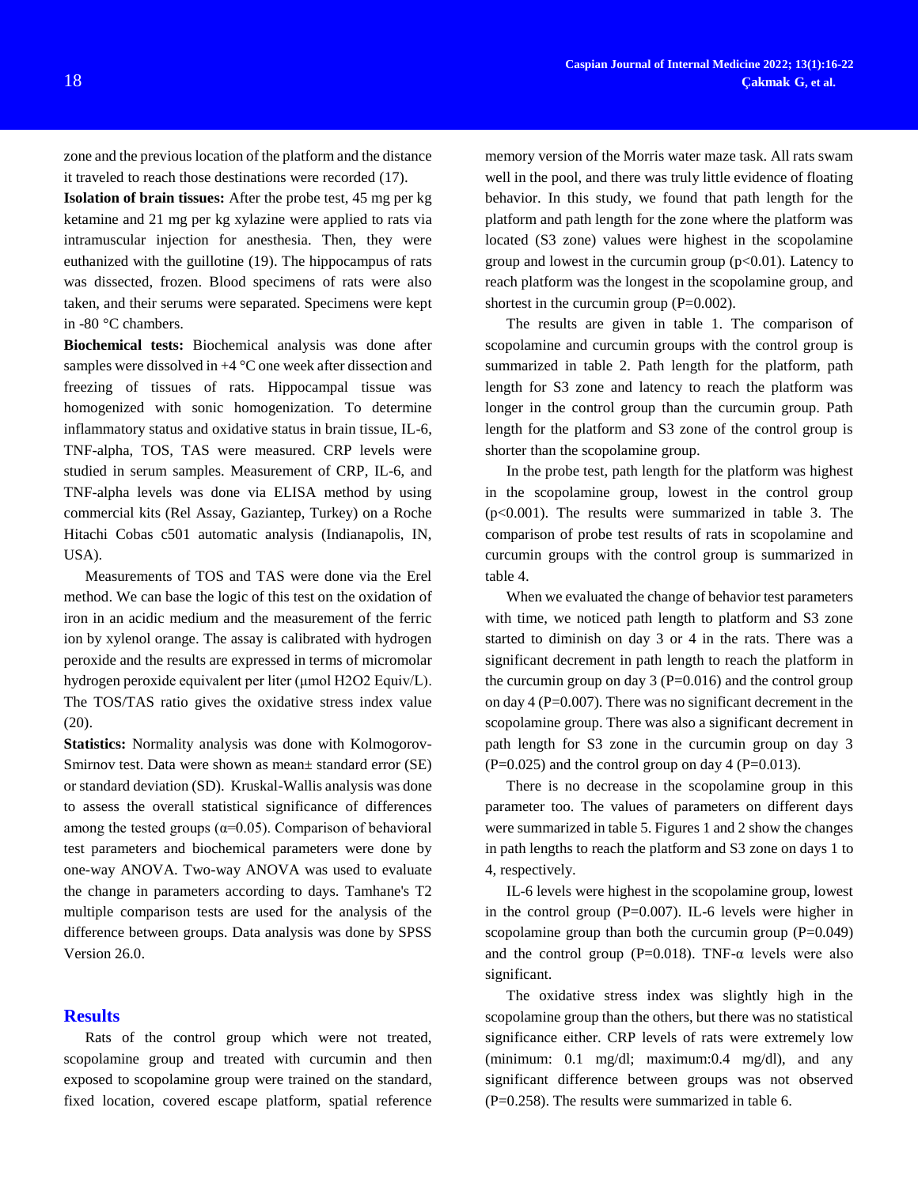zone and the previous location of the platform and the distance it traveled to reach those destinations were recorded (17).

**Isolation of brain tissues:** After the probe test, 45 mg per kg ketamine and 21 mg per kg xylazine were applied to rats via intramuscular injection for anesthesia. Then, they were euthanized with the guillotine (19). The hippocampus of rats was dissected, frozen. Blood specimens of rats were also taken, and their serums were separated. Specimens were kept in -80 °C chambers.

**Biochemical tests:** Biochemical analysis was done after samples were dissolved in +4 °C one week after dissection and freezing of tissues of rats. Hippocampal tissue was homogenized with sonic homogenization. To determine inflammatory status and oxidative status in brain tissue, IL-6, TNF-alpha, TOS, TAS were measured. CRP levels were studied in serum samples. Measurement of CRP, IL-6, and TNF-alpha levels was done via ELISA method by using commercial kits (Rel Assay, Gaziantep, Turkey) on a Roche Hitachi Cobas c501 automatic analysis (Indianapolis, IN, USA).

Measurements of TOS and TAS were done via the Erel method. We can base the logic of this test on the oxidation of iron in an acidic medium and the measurement of the ferric ion by xylenol orange. The assay is calibrated with hydrogen peroxide and the results are expressed in terms of micromolar hydrogen peroxide equivalent per liter (μmol $H_2O_2$ Equiv/L). The TOS/TAS ratio gives the oxidative stress index value (20).

**Statistics:** Normality analysis was done with Kolmogorov-Smirnov test. Data were shown as mean± standard error (SE) or standard deviation (SD). Kruskal-Wallis analysis was done to assess the overall statistical significance of differences among the tested groups ($\alpha$=0.05). Comparison of behavioral test parameters and biochemical parameters were done by one-way ANOVA. Two-way ANOVA was used to evaluate the change in parameters according to days. Tamhane's T2 multiple comparison tests are used for the analysis of the difference between groups. Data analysis was done by SPSS Version 26.0.

## Results

Rats of the control group which were not treated, scopolamine group and treated with curcumin and then exposed to scopolamine group were trained on the standard, fixed location, covered escape platform, spatial reference memory version of the Morris water maze task. All rats swam well in the pool, and there was truly little evidence of floating behavior. In this study, we found that path length for the platform and path length for the zone where the platform was located (S3 zone) values were highest in the scopolamine group and lowest in the curcumin group ($p<0.01$). Latency to reach platform was the longest in the scopolamine group, and shortest in the curcumin group ($P=0.002$).

The results are given in table 1. The comparison of scopolamine and curcumin groups with the control group is summarized in table 2. Path length for the platform, path length for S3 zone and latency to reach the platform was longer in the control group than the curcumin group. Path length for the platform and S3 zone of the control group is shorter than the scopolamine group.

In the probe test, path length for the platform was highest in the scopolamine group, lowest in the control group ($p<0.001$). The results were summarized in table 3. The comparison of probe test results of rats in scopolamine and curcumin groups with the control group is summarized in table 4.

When we evaluated the change of behavior test parameters with time, we noticed path length to platform and S3 zone started to diminish on day 3 or 4 in the rats. There was a significant decrement in path length to reach the platform in the curcumin group on day 3 ($P=0.016$) and the control group on day 4 ($P=0.007$). There was no significant decrement in the scopolamine group. There was also a significant decrement in path length for S3 zone in the curcumin group on day 3 ($P=0.025$) and the control group on day 4 ($P=0.013$).

There is no decrease in the scopolamine group in this parameter too. The values of parameters on different days were summarized in table 5. Figures 1 and 2 show the changes in path lengths to reach the platform and S3 zone on days 1 to 4, respectively.

IL-6 levels were highest in the scopolamine group, lowest in the control group ($P=0.007$). IL-6 levels were higher in scopolamine group than both the curcumin group ($P=0.049$) and the control group ($P=0.018$). TNF-α levels were also significant.

The oxidative stress index was slightly high in the scopolamine group than the others, but there was no statistical significance either. CRP levels of rats were extremely low (minimum: 0.1 mg/dl; maximum:0.4 mg/dl), and any significant difference between groups was not observed ($P=0.258$). The results were summarized in table 6.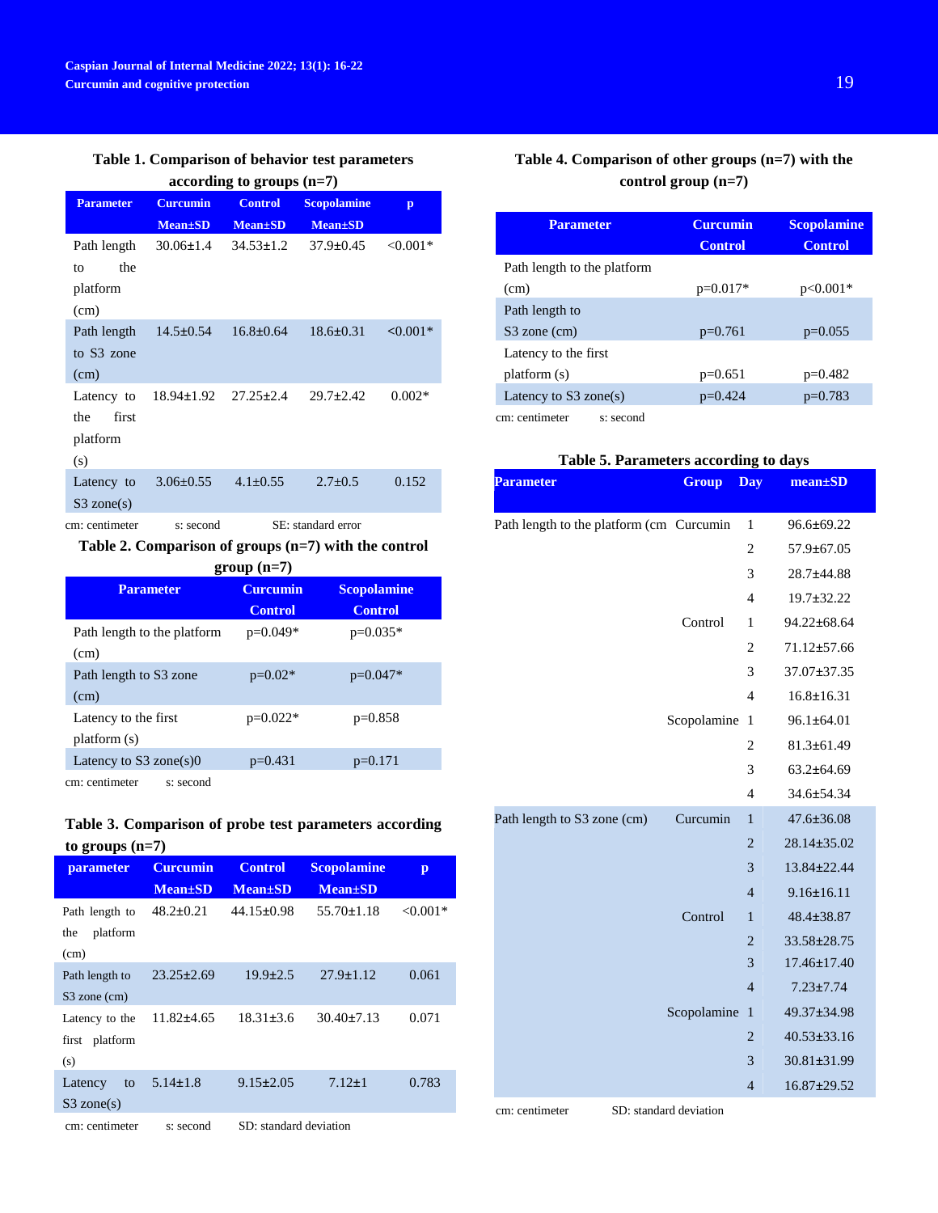**Table 1. Comparison of behavior test parameters according to groups (n=7)**

| Parameter | Curcumin Mean±SD | Control Mean±SD | Scopolamine Mean±SD | p |
|---|---|---|---|---|
| Path length to the platform (cm) | 30.06±1.4 | 34.53±1.2 | 37.9±0.45 | <0.001* |
| Path length to S3 zone (cm) | 14.5±0.54 | 16.8±0.64 | 18.6±0.31 | <0.001* |
| Latency to the first platform (s) | 18.94±1.92 | 27.25±2.4 | 29.7±2.42 | 0.002* |
| Latency to S3 zone(s) | 3.06±0.55 | 4.1±0.55 | 2.7±0.5 | 0.152 |

cm: centimeter  s: second  SE: standard error

**Table 2. Comparison of groups (n=7) with the control group (n=7)**

| Parameter | Curcumin Control | Scopolamine Control |
|---|---|---|
| Path length to the platform (cm) | p=0.049* | p=0.035* |
| Path length to S3 zone (cm) | p=0.02* | p=0.047* |
| Latency to the first platform (s) | p=0.022* | p=0.858 |
| Latency to S3 zone(s)0 | p=0.431 | p=0.171 |

cm: centimeter  s: second

**Table 3. Comparison of probe test parameters according to groups (n=7)**

| parameter | Curcumin Mean±SD | Control Mean±SD | Scopolamine Mean±SD | p |
|---|---|---|---|---|
| Path length to the platform (cm) | 48.2±0.21 | 44.15±0.98 | 55.70±1.18 | <0.001* |
| Path length to S3 zone (cm) | 23.25±2.69 | 19.9±2.5 | 27.9±1.12 | 0.061 |
| Latency to the first platform (s) | 11.82±4.65 | 18.31±3.6 | 30.40±7.13 | 0.071 |
| Latency to S3 zone(s) | 5.14±1.8 | 9.15±2.05 | 7.12±1 | 0.783 |

cm: centimeter  s: second  SD: standard deviation

**Table 4. Comparison of other groups (n=7) with the control group (n=7)**

| Parameter | Curcumin Control | Scopolamine Control |
|---|---|---|
| Path length to the platform (cm) | p=0.017* | p<0.001* |
| Path length to S3 zone (cm) | p=0.761 | p=0.055 |
| Latency to the first platform (s) | p=0.651 | p=0.482 |
| Latency to S3 zone(s) | p=0.424 | p=0.783 |

cm: centimeter  s: second

**Table 5. Parameters according to days**

| Parameter | Group | Day | mean±SD |
|---|---|---|---|
| Path length to the platform (cm | Curcumin | 1 | 96.6±69.22 |
| | | 2 | 57.9±67.05 |
| | | 3 | 28.7±44.88 |
| | | 4 | 19.7±32.22 |
| | Control | 1 | 94.22±68.64 |
| | | 2 | 71.12±57.66 |
| | | 3 | 37.07±37.35 |
| | | 4 | 16.8±16.31 |
| | Scopolamine | 1 | 96.1±64.01 |
| | | 2 | 81.3±61.49 |
| | | 3 | 63.2±64.69 |
| | | 4 | 34.6±54.34 |
| Path length to S3 zone (cm) | Curcumin | 1 | 47.6±36.08 |
| | | 2 | 28.14±35.02 |
| | | 3 | 13.84±22.44 |
| | | 4 | 9.16±16.11 |
| | Control | 1 | 48.4±38.87 |
| | | 2 | 33.58±28.75 |
| | | 3 | 17.46±17.40 |
| | | 4 | 7.23±7.74 |
| | Scopolamine | 1 | 49.37±34.98 |
| | | 2 | 40.53±33.16 |
| | | 3 | 30.81±31.99 |
| | | 4 | 16.87±29.52 |

cm: centimeter  SD: standard deviation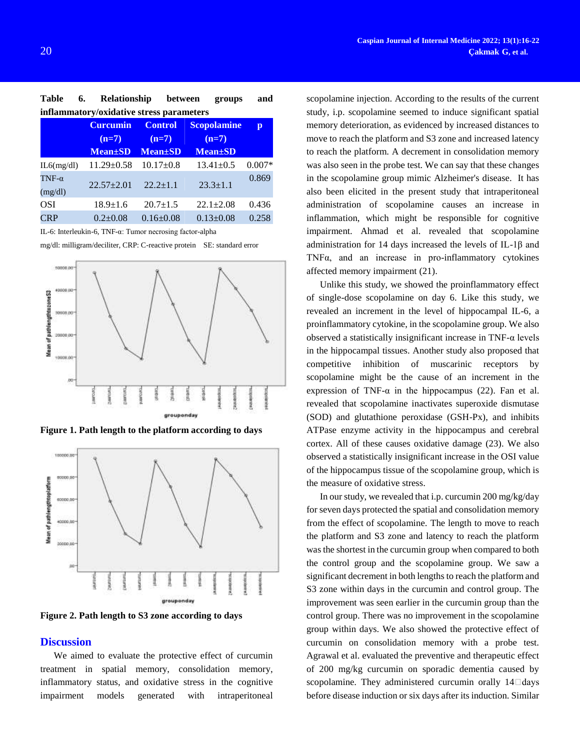**Table 6. Relationship between groups and inflammatory/oxidative stress parameters**

| | Curcumin (n=7) Mean±SD | Control (n=7) Mean±SD | Scopolamine (n=7) Mean±SD | p |
|---|---|---|---|---|
| IL6(mg/dl) | 11.29±0.58 | 10.17±0.8 | 13.41±0.5 | 0.007* |
| TNF-α (mg/dl) | 22.57±2.01 | 22.2±1.1 | 23.3±1.1 | 0.869 |
| OSI | 18.9±1.6 | 20.7±1.5 | 22.1±2.08 | 0.436 |
| CRP | 0.2±0.08 | 0.16±0.08 | 0.13±0.08 | 0.258 |

IL-6: Interleukin-6, TNF-α: Tumor necrosing factor-alpha

mg/dl: milligram/deciliter, CRP: C-reactive protein SE: standard error

**Figure 1. Path length to the platform according to days**

**Figure 2. Path length to S3 zone according to days**

## Discussion

We aimed to evaluate the protective effect of curcumin treatment in spatial memory, consolidation memory, inflammatory status, and oxidative stress in the cognitive impairment models generated with intraperitoneal scopolamine injection. According to the results of the current study, i.p. scopolamine seemed to induce significant spatial memory deterioration, as evidenced by increased distances to move to reach the platform and S3 zone and increased latency to reach the platform. A decrement in consolidation memory was also seen in the probe test. We can say that these changes in the scopolamine group mimic Alzheimer's disease. It has also been elicited in the present study that intraperitoneal administration of scopolamine causes an increase in inflammation, which might be responsible for cognitive impairment. Ahmad et al. revealed that scopolamine administration for 14 days increased the levels of IL-1β and TNFα, and an increase in pro-inflammatory cytokines affected memory impairment (21).

Unlike this study, we showed the proinflammatory effect of single-dose scopolamine on day 6. Like this study, we revealed an increment in the level of hippocampal IL-6, a proinflammatory cytokine, in the scopolamine group. We also observed a statistically insignificant increase in TNF-α levels in the hippocampal tissues. Another study also proposed that competitive inhibition of muscarinic receptors by scopolamine might be the cause of an increment in the expression of TNF-α in the hippocampus (22). Fan et al. revealed that scopolamine inactivates superoxide dismutase (SOD) and glutathione peroxidase (GSH-Px), and inhibits ATPase enzyme activity in the hippocampus and cerebral cortex. All of these causes oxidative damage (23). We also observed a statistically insignificant increase in the OSI value of the hippocampus tissue of the scopolamine group, which is the measure of oxidative stress.

In our study, we revealed that i.p. curcumin 200 mg/kg/day for seven days protected the spatial and consolidation memory from the effect of scopolamine. The length to move to reach the platform and S3 zone and latency to reach the platform was the shortest in the curcumin group when compared to both the control group and the scopolamine group. We saw a significant decrement in both lengths to reach the platform and S3 zone within days in the curcumin and control group. The improvement was seen earlier in the curcumin group than the control group. There was no improvement in the scopolamine group within days. We also showed the protective effect of curcumin on consolidation memory with a probe test. Agrawal et al. evaluated the preventive and therapeutic effect of 200 mg/kg curcumin on sporadic dementia caused by scopolamine. They administered curcumin orally 14 days before disease induction or six days after its induction. Similar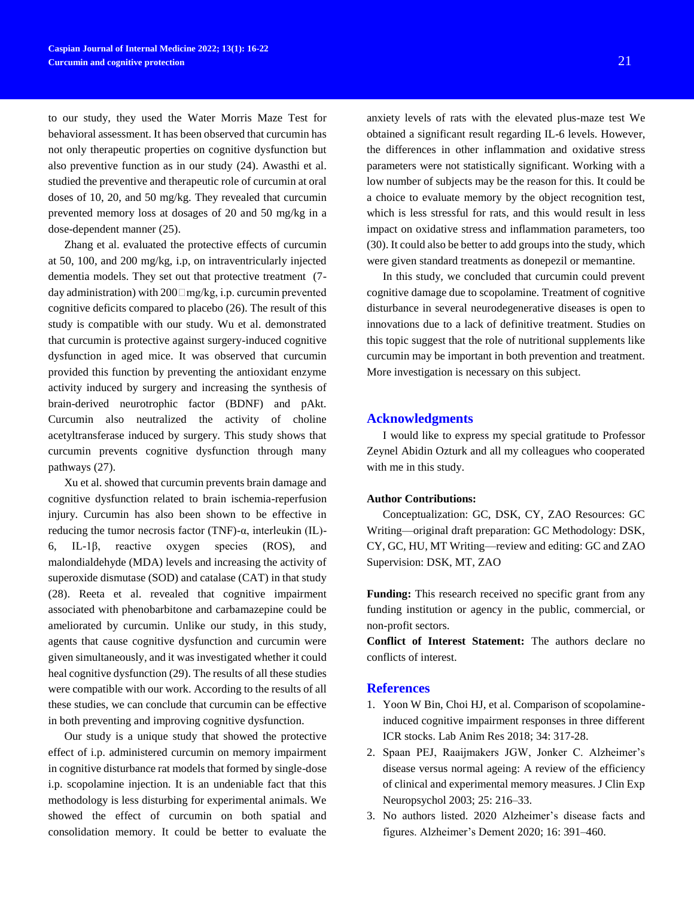to our study, they used the Water Morris Maze Test for behavioral assessment. It has been observed that curcumin has not only therapeutic properties on cognitive dysfunction but also preventive function as in our study (24). Awasthi et al. studied the preventive and therapeutic role of curcumin at oral doses of 10, 20, and 50 mg/kg. They revealed that curcumin prevented memory loss at dosages of 20 and 50 mg/kg in a dose-dependent manner (25).

Zhang et al. evaluated the protective effects of curcumin at 50, 100, and 200 mg/kg, i.p, on intraventricularly injected dementia models. They set out that protective treatment (7-day administration) with 200 mg/kg, i.p. curcumin prevented cognitive deficits compared to placebo (26). The result of this study is compatible with our study. Wu et al. demonstrated that curcumin is protective against surgery-induced cognitive dysfunction in aged mice. It was observed that curcumin provided this function by preventing the antioxidant enzyme activity induced by surgery and increasing the synthesis of brain-derived neurotrophic factor (BDNF) and pAkt. Curcumin also neutralized the activity of choline acetyltransferase induced by surgery. This study shows that curcumin prevents cognitive dysfunction through many pathways (27).

Xu et al. showed that curcumin prevents brain damage and cognitive dysfunction related to brain ischemia-reperfusion injury. Curcumin has also been shown to be effective in reducing the tumor necrosis factor (TNF)-α, interleukin (IL)-6, IL-1β, reactive oxygen species (ROS), and malondialdehyde (MDA) levels and increasing the activity of superoxide dismutase (SOD) and catalase (CAT) in that study (28). Reeta et al. revealed that cognitive impairment associated with phenobarbitone and carbamazepine could be ameliorated by curcumin. Unlike our study, in this study, agents that cause cognitive dysfunction and curcumin were given simultaneously, and it was investigated whether it could heal cognitive dysfunction (29). The results of all these studies were compatible with our work. According to the results of all these studies, we can conclude that curcumin can be effective in both preventing and improving cognitive dysfunction.

Our study is a unique study that showed the protective effect of i.p. administered curcumin on memory impairment in cognitive disturbance rat models that formed by single-dose i.p. scopolamine injection. It is an undeniable fact that this methodology is less disturbing for experimental animals. We showed the effect of curcumin on both spatial and consolidation memory. It could be better to evaluate the anxiety levels of rats with the elevated plus-maze test We obtained a significant result regarding IL-6 levels. However, the differences in other inflammation and oxidative stress parameters were not statistically significant. Working with a low number of subjects may be the reason for this. It could be a choice to evaluate memory by the object recognition test, which is less stressful for rats, and this would result in less impact on oxidative stress and inflammation parameters, too (30). It could also be better to add groups into the study, which were given standard treatments as donepezil or memantine.

In this study, we concluded that curcumin could prevent cognitive damage due to scopolamine. Treatment of cognitive disturbance in several neurodegenerative diseases is open to innovations due to a lack of definitive treatment. Studies on this topic suggest that the role of nutritional supplements like curcumin may be important in both prevention and treatment. More investigation is necessary on this subject.

## Acknowledgments

I would like to express my special gratitude to Professor Zeynel Abidin Ozturk and all my colleagues who cooperated with me in this study.

**Author Contributions:**

Conceptualization: GC, DSK, CY, ZAO Resources: GC Writing—original draft preparation: GC Methodology: DSK, CY, GC, HU, MT Writing—review and editing: GC and ZAO Supervision: DSK, MT, ZAO

**Funding:** This research received no specific grant from any funding institution or agency in the public, commercial, or non-profit sectors.

**Conflict of Interest Statement:** The authors declare no conflicts of interest.

## References

1. Yoon W Bin, Choi HJ, et al. Comparison of scopolamine-induced cognitive impairment responses in three different ICR stocks. Lab Anim Res 2018; 34: 317-28.
2. Spaan PEJ, Raaijmakers JGW, Jonker C. Alzheimer's disease versus normal ageing: A review of the efficiency of clinical and experimental memory measures. J Clin Exp Neuropsychol 2003; 25: 216–33.
3. No authors listed. 2020 Alzheimer's disease facts and figures. Alzheimer's Dement 2020; 16: 391–460.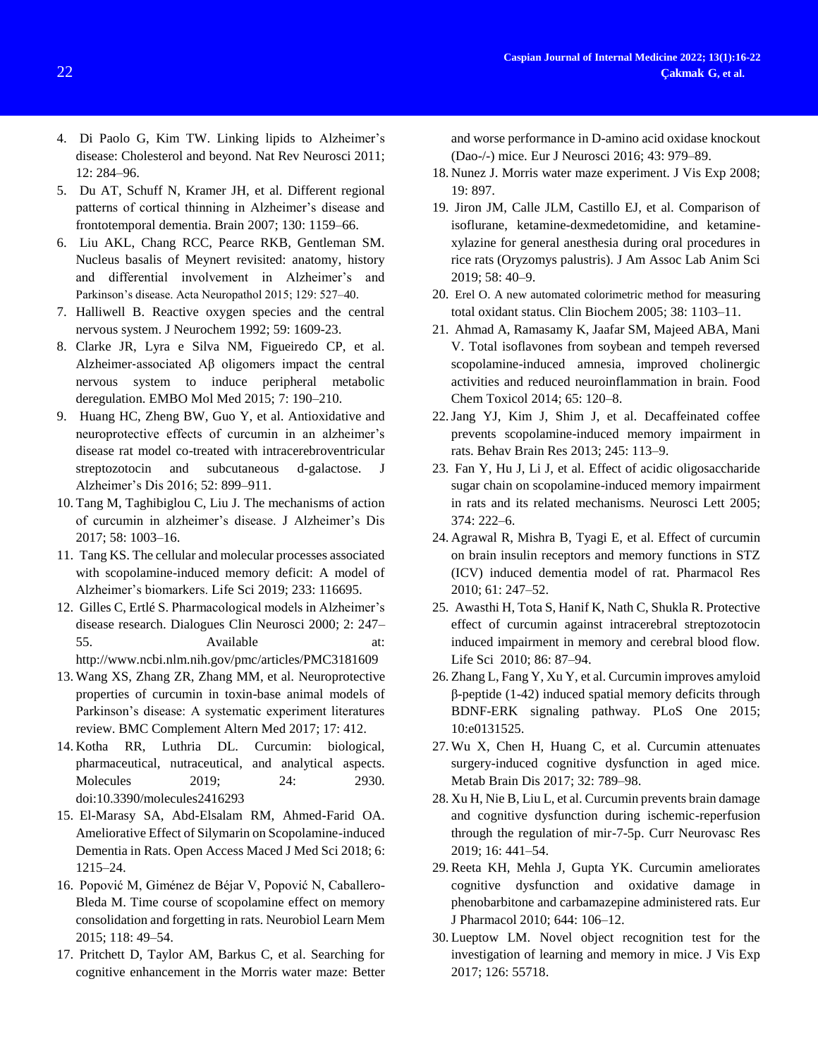4. Di Paolo G, Kim TW. Linking lipids to Alzheimer's disease: Cholesterol and beyond. Nat Rev Neurosci 2011; 12: 284–96.
5. Du AT, Schuff N, Kramer JH, et al. Different regional patterns of cortical thinning in Alzheimer's disease and frontotemporal dementia. Brain 2007; 130: 1159–66.
6. Liu AKL, Chang RCC, Pearce RKB, Gentleman SM. Nucleus basalis of Meynert revisited: anatomy, history and differential involvement in Alzheimer's and Parkinson's disease. Acta Neuropathol 2015; 129: 527–40.
7. Halliwell B. Reactive oxygen species and the central nervous system. J Neurochem 1992; 59: 1609-23.
8. Clarke JR, Lyra e Silva NM, Figueiredo CP, et al. Alzheimer-associated Aβ oligomers impact the central nervous system to induce peripheral metabolic deregulation. EMBO Mol Med 2015; 7: 190–210.
9. Huang HC, Zheng BW, Guo Y, et al. Antioxidative and neuroprotective effects of curcumin in an alzheimer's disease rat model co-treated with intracerebroventricular streptozotocin and subcutaneous d-galactose. J Alzheimer's Dis 2016; 52: 899–911.
10. Tang M, Taghibiglou C, Liu J. The mechanisms of action of curcumin in alzheimer's disease. J Alzheimer's Dis 2017; 58: 1003–16.
11. Tang KS. The cellular and molecular processes associated with scopolamine-induced memory deficit: A model of Alzheimer's biomarkers. Life Sci 2019; 233: 116695.
12. Gilles C, Ertlé S. Pharmacological models in Alzheimer's disease research. Dialogues Clin Neurosci 2000; 2: 247–55. Available at: http://www.ncbi.nlm.nih.gov/pmc/articles/PMC3181609
13. Wang XS, Zhang ZR, Zhang MM, et al. Neuroprotective properties of curcumin in toxin-base animal models of Parkinson's disease: A systematic experiment literatures review. BMC Complement Altern Med 2017; 17: 412.
14. Kotha RR, Luthria DL. Curcumin: biological, pharmaceutical, nutraceutical, and analytical aspects. Molecules 2019; 24: 2930. doi:10.3390/molecules2416293
15. El-Marasy SA, Abd-Elsalam RM, Ahmed-Farid OA. Ameliorative Effect of Silymarin on Scopolamine-induced Dementia in Rats. Open Access Maced J Med Sci 2018; 6: 1215–24.
16. Popović M, Giménez de Béjar V, Popović N, Caballero-Bleda M. Time course of scopolamine effect on memory consolidation and forgetting in rats. Neurobiol Learn Mem 2015; 118: 49–54.
17. Pritchett D, Taylor AM, Barkus C, et al. Searching for cognitive enhancement in the Morris water maze: Better and worse performance in D-amino acid oxidase knockout (Dao-/-) mice. Eur J Neurosci 2016; 43: 979–89.
18. Nunez J. Morris water maze experiment. J Vis Exp 2008; 19: 897.
19. Jiron JM, Calle JLM, Castillo EJ, et al. Comparison of isoflurane, ketamine-dexmedetomidine, and ketamine-xylazine for general anesthesia during oral procedures in rice rats (Oryzomys palustris). J Am Assoc Lab Anim Sci 2019; 58: 40–9.
20. Erel O. A new automated colorimetric method for measuring total oxidant status. Clin Biochem 2005; 38: 1103–11.
21. Ahmad A, Ramasamy K, Jaafar SM, Majeed ABA, Mani V. Total isoflavones from soybean and tempeh reversed scopolamine-induced amnesia, improved cholinergic activities and reduced neuroinflammation in brain. Food Chem Toxicol 2014; 65: 120–8.
22. Jang YJ, Kim J, Shim J, et al. Decaffeinated coffee prevents scopolamine-induced memory impairment in rats. Behav Brain Res 2013; 245: 113–9.
23. Fan Y, Hu J, Li J, et al. Effect of acidic oligosaccharide sugar chain on scopolamine-induced memory impairment in rats and its related mechanisms. Neurosci Lett 2005; 374: 222–6.
24. Agrawal R, Mishra B, Tyagi E, et al. Effect of curcumin on brain insulin receptors and memory functions in STZ (ICV) induced dementia model of rat. Pharmacol Res 2010; 61: 247–52.
25. Awasthi H, Tota S, Hanif K, Nath C, Shukla R. Protective effect of curcumin against intracerebral streptozotocin induced impairment in memory and cerebral blood flow. Life Sci 2010; 86: 87–94.
26. Zhang L, Fang Y, Xu Y, et al. Curcumin improves amyloid β-peptide (1-42) induced spatial memory deficits through BDNF-ERK signaling pathway. PLoS One 2015; 10:e0131525.
27. Wu X, Chen H, Huang C, et al. Curcumin attenuates surgery-induced cognitive dysfunction in aged mice. Metab Brain Dis 2017; 32: 789–98.
28. Xu H, Nie B, Liu L, et al. Curcumin prevents brain damage and cognitive dysfunction during ischemic-reperfusion through the regulation of mir-7-5p. Curr Neurovasc Res 2019; 16: 441–54.
29. Reeta KH, Mehla J, Gupta YK. Curcumin ameliorates cognitive dysfunction and oxidative damage in phenobarbitone and carbamazepine administered rats. Eur J Pharmacol 2010; 644: 106–12.
30. Lueptow LM. Novel object recognition test for the investigation of learning and memory in mice. J Vis Exp 2017; 126: 55718.